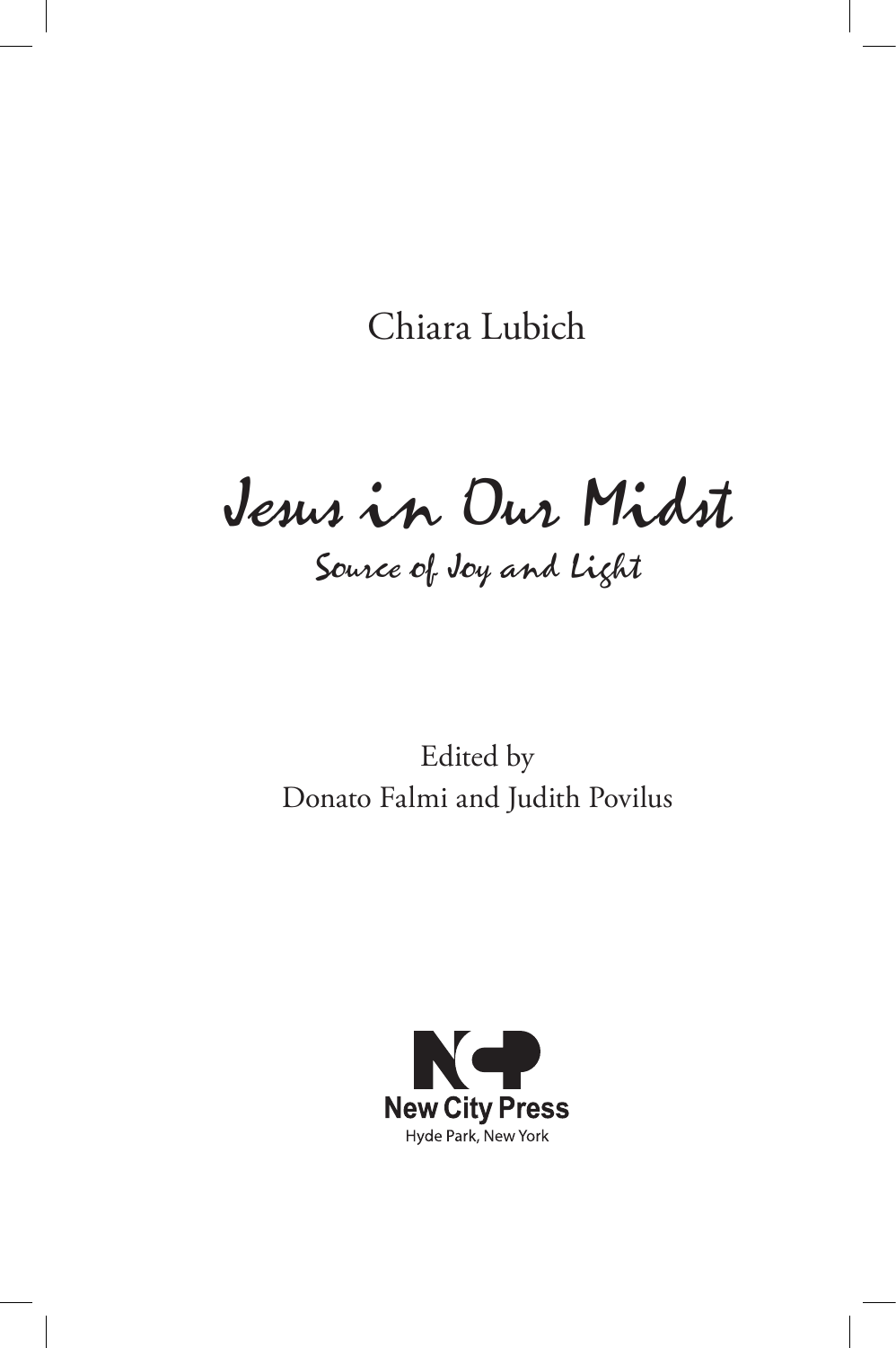Chiara Lubich

# Jesus in Our Midst

## Source of Joy and Light

Edited by
Donato Falmi and Judith Povilus

New City Press
Hyde Park, New York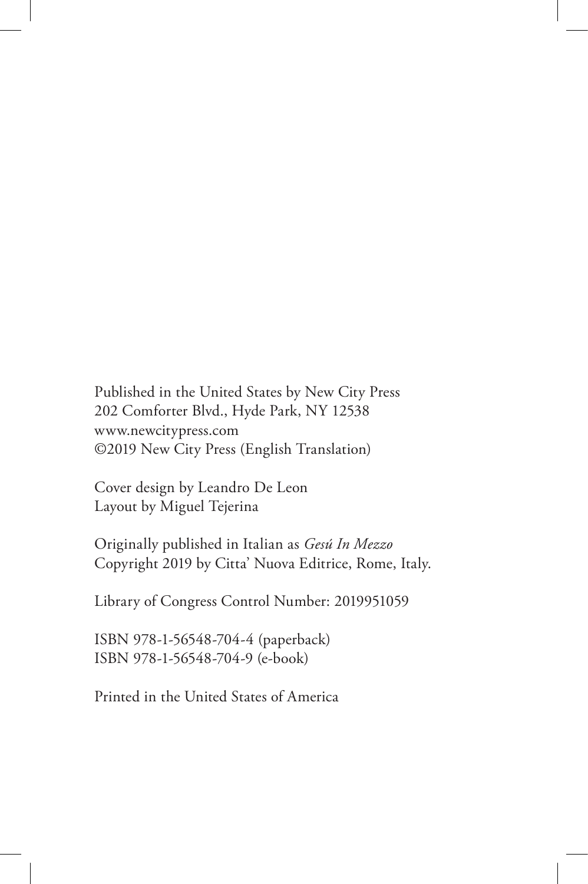Published in the United States by New City Press
202 Comforter Blvd., Hyde Park, NY 12538
www.newcitypress.com
©2019 New City Press (English Translation)

Cover design by Leandro De Leon
Layout by Miguel Tejerina

Originally published in Italian as *Gesú In Mezzo*
Copyright 2019 by Citta' Nuova Editrice, Rome, Italy.

Library of Congress Control Number: 2019951059

ISBN 978-1-56548-704-4 (paperback)
ISBN 978-1-56548-704-9 (e-book)

Printed in the United States of America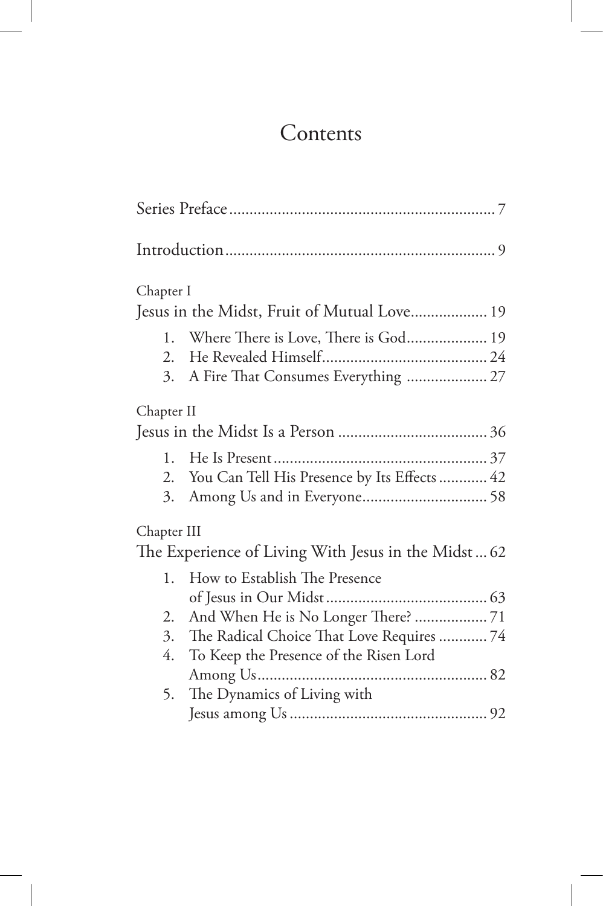# Contents

Series Preface .................................................................. 7

Introduction .................................................................... 9

Chapter I

Jesus in the Midst, Fruit of Mutual Love .................. 19

1. Where There is Love, There is God .................... 19
2. He Revealed Himself ......................................... 24
3. A Fire That Consumes Everything .................... 27

Chapter II

Jesus in the Midst Is a Person .................................... 36

1. He Is Present ..................................................... 37
2. You Can Tell His Presence by Its Effects ............ 42
3. Among Us and in Everyone ............................... 58

Chapter III

The Experience of Living With Jesus in the Midst ... 62

1. How to Establish The Presence of Jesus in Our Midst ........................................ 63
2. And When He is No Longer There? .................. 71
3. The Radical Choice That Love Requires ............ 74
4. To Keep the Presence of the Risen Lord Among Us ......................................................... 82
5. The Dynamics of Living with Jesus among Us ................................................. 92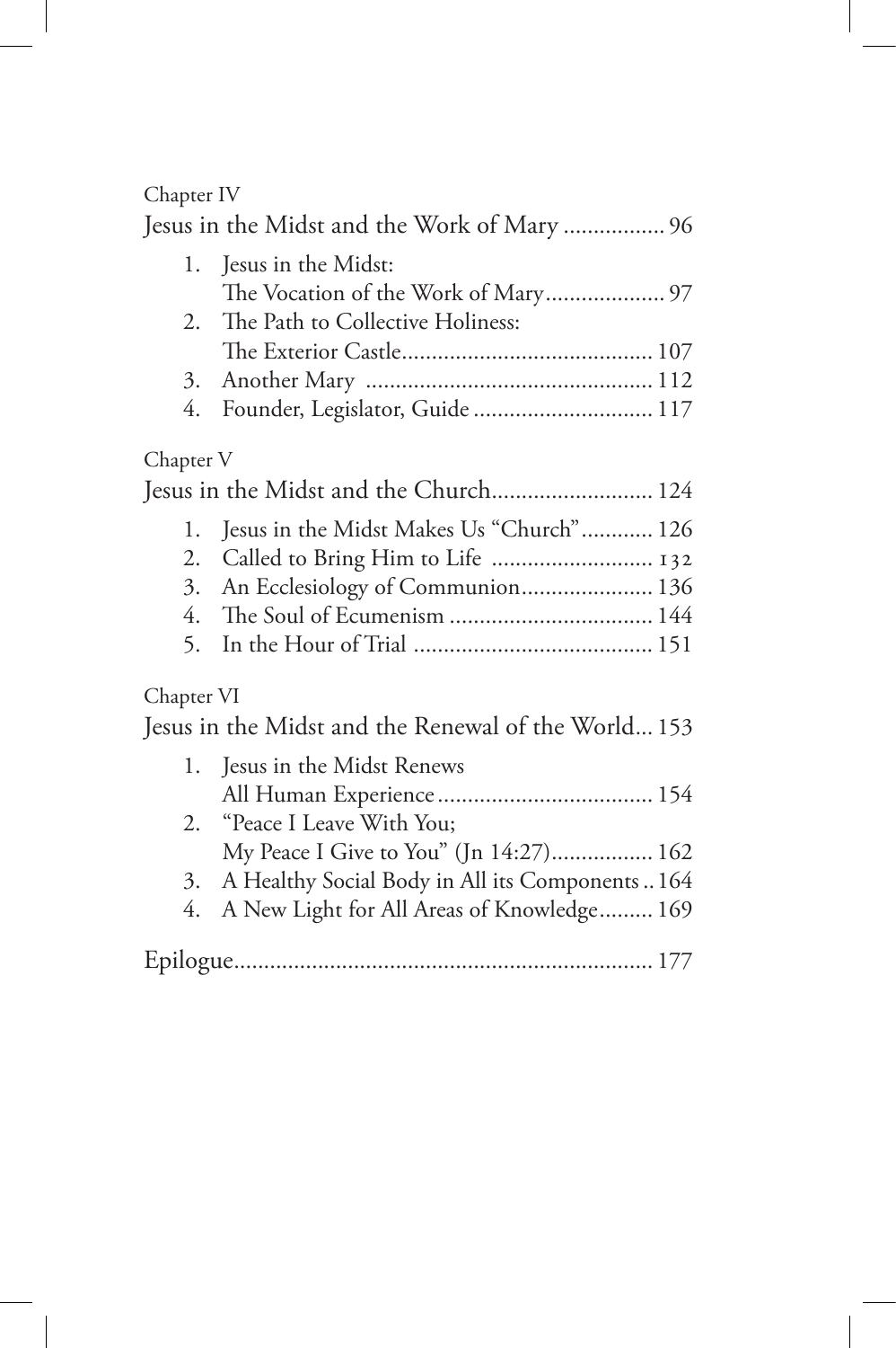Chapter IV

Jesus in the Midst and the Work of Mary ................. 96

1. Jesus in the Midst: The Vocation of the Work of Mary.................... 97
2. The Path to Collective Holiness: The Exterior Castle.......................................... 107
3. Another Mary ................................................ 112
4. Founder, Legislator, Guide .............................. 117

Chapter V

Jesus in the Midst and the Church.......................... 124

1. Jesus in the Midst Makes Us "Church"............ 126
2. Called to Bring Him to Life .......................... 132
3. An Ecclesiology of Communion...................... 136
4. The Soul of Ecumenism .................................. 144
5. In the Hour of Trial ........................................ 151

Chapter VI

Jesus in the Midst and the Renewal of the World... 153

1. Jesus in the Midst Renews All Human Experience.................................... 154
2. "Peace I Leave With You; My Peace I Give to You" (Jn 14:27)................. 162
3. A Healthy Social Body in All its Components .. 164
4. A New Light for All Areas of Knowledge......... 169

Epilogue...................................................................... 177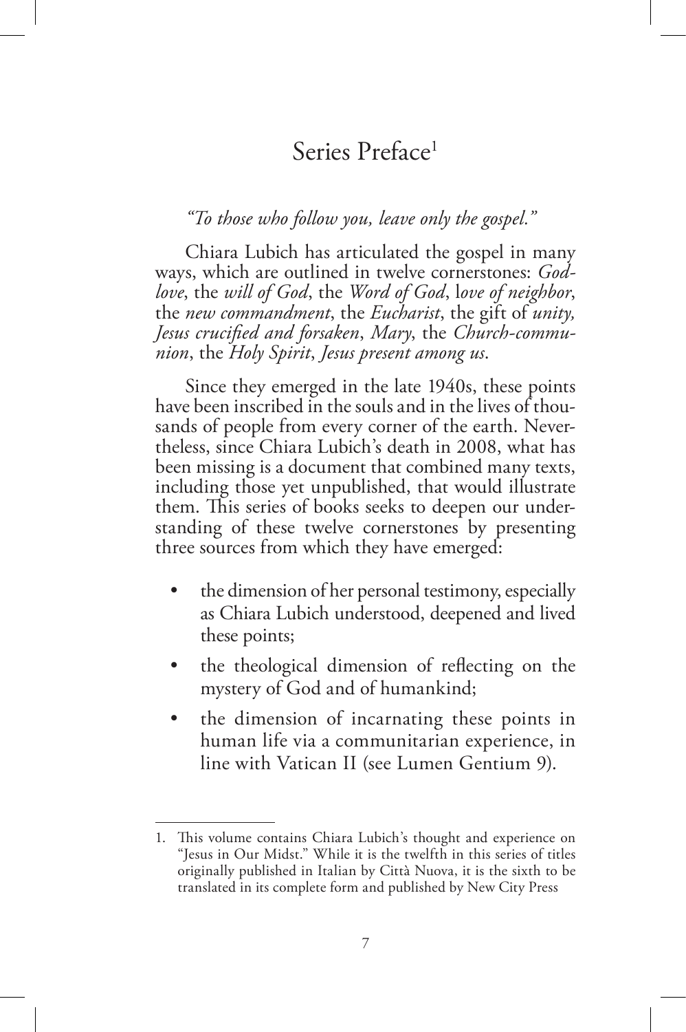# Series Preface[1]

*"To those who follow you, leave only the gospel."*

Chiara Lubich has articulated the gospel in many ways, which are outlined in twelve cornerstones: *God-love*, the *will of God*, the *Word of God*, l*ove of neighbor*, the *new commandment*, the *Eucharist*, the gift of *unity, Jesus crucified and forsaken*, *Mary*, the *Church-communion*, the *Holy Spirit*, *Jesus present among us*.

Since they emerged in the late 1940s, these points have been inscribed in the souls and in the lives of thousands of people from every corner of the earth. Nevertheless, since Chiara Lubich's death in 2008, what has been missing is a document that combined many texts, including those yet unpublished, that would illustrate them. This series of books seeks to deepen our understanding of these twelve cornerstones by presenting three sources from which they have emerged:

- the dimension of her personal testimony, especially as Chiara Lubich understood, deepened and lived these points;
- the theological dimension of reflecting on the mystery of God and of humankind;
- the dimension of incarnating these points in human life via a communitarian experience, in line with Vatican II (see Lumen Gentium 9).

---

1. This volume contains Chiara Lubich's thought and experience on "Jesus in Our Midst." While it is the twelfth in this series of titles originally published in Italian by Città Nuova, it is the sixth to be translated in its complete form and published by New City Press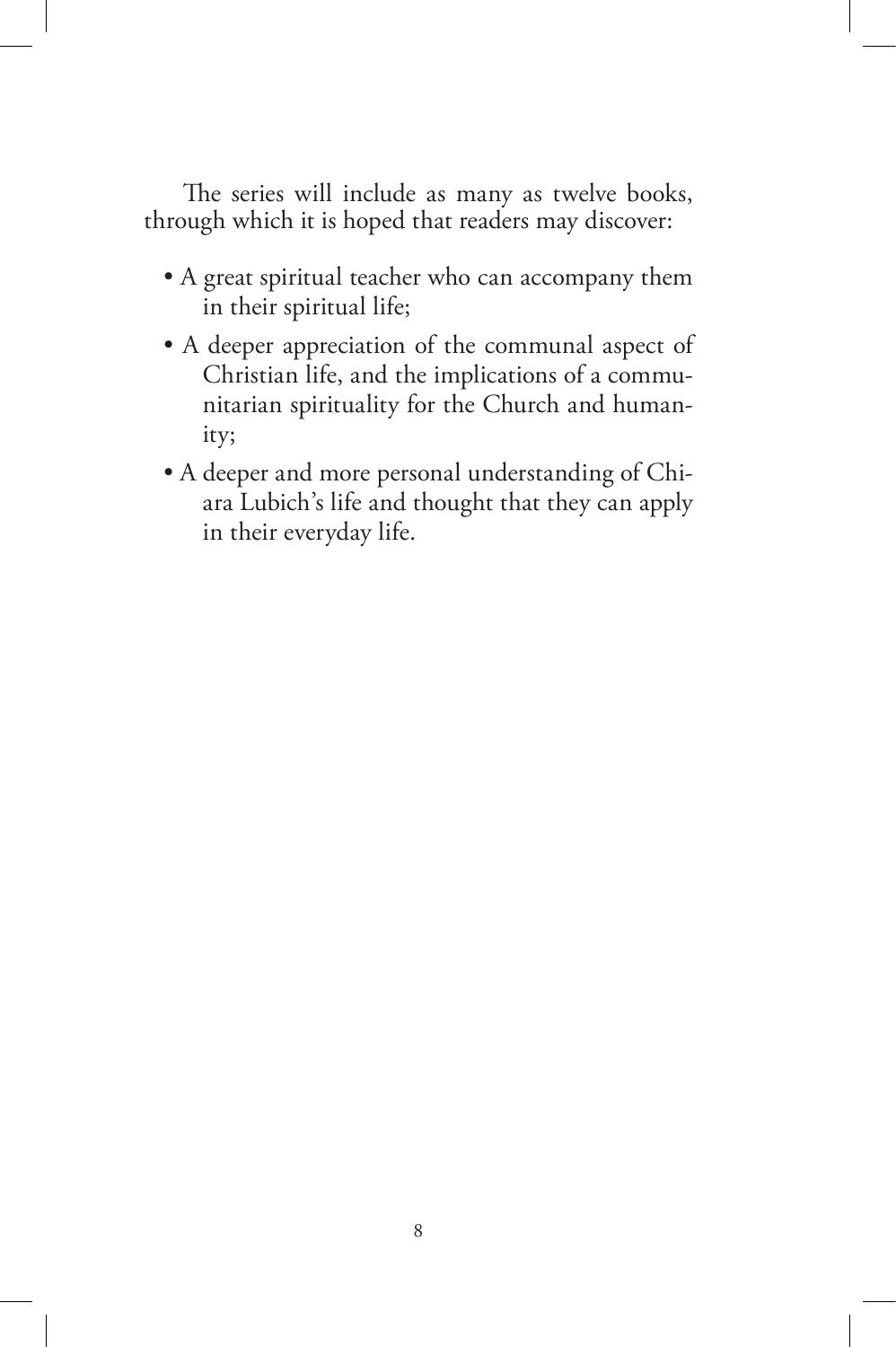The series will include as many as twelve books, through which it is hoped that readers may discover:

- A great spiritual teacher who can accompany them in their spiritual life;
- A deeper appreciation of the communal aspect of Christian life, and the implications of a communitarian spirituality for the Church and humanity;
- A deeper and more personal understanding of Chiara Lubich's life and thought that they can apply in their everyday life.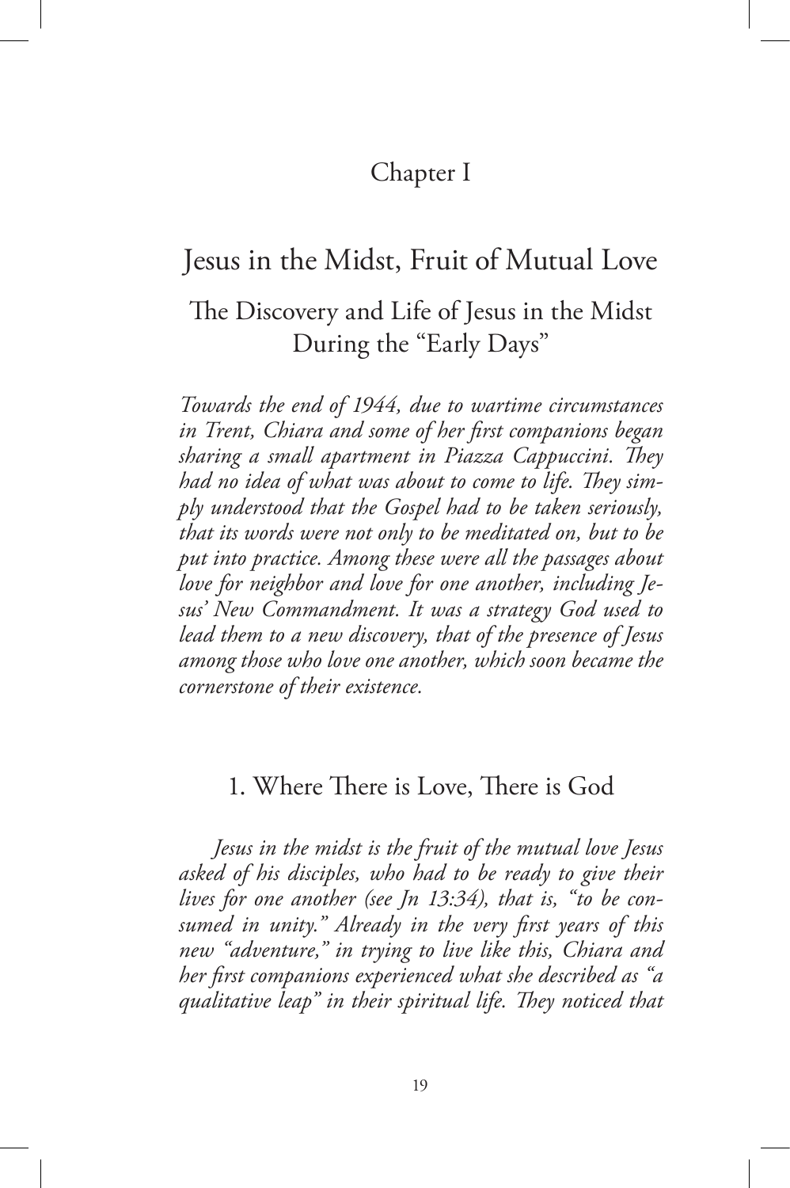# Chapter I

## Jesus in the Midst, Fruit of Mutual Love

### The Discovery and Life of Jesus in the Midst During the "Early Days"

*Towards the end of 1944, due to wartime circumstances in Trent, Chiara and some of her first companions began sharing a small apartment in Piazza Cappuccini. They had no idea of what was about to come to life. They simply understood that the Gospel had to be taken seriously, that its words were not only to be meditated on, but to be put into practice. Among these were all the passages about love for neighbor and love for one another, including Jesus' New Commandment. It was a strategy God used to lead them to a new discovery, that of the presence of Jesus among those who love one another, which soon became the cornerstone of their existence.*

### 1. Where There is Love, There is God

*Jesus in the midst is the fruit of the mutual love Jesus asked of his disciples, who had to be ready to give their lives for one another (see Jn 13:34), that is, "to be consumed in unity." Already in the very first years of this new "adventure," in trying to live like this, Chiara and her first companions experienced what she described as "a qualitative leap" in their spiritual life. They noticed that*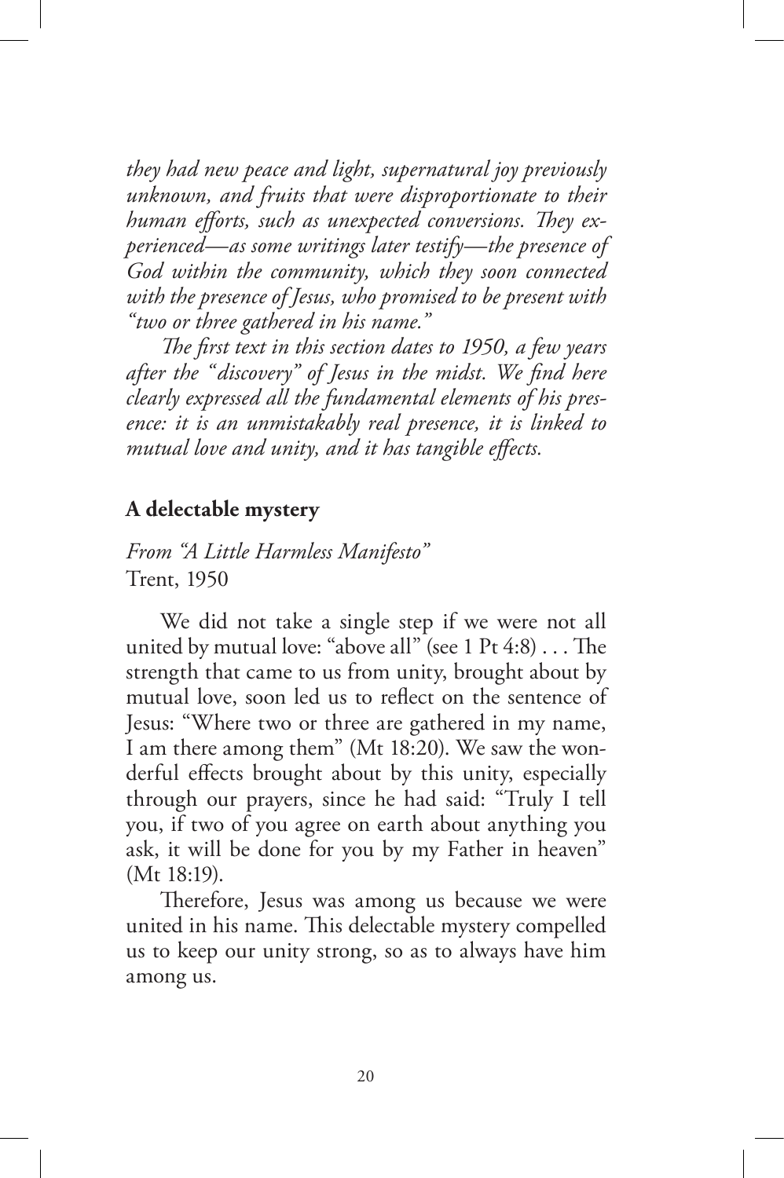*they had new peace and light, supernatural joy previously unknown, and fruits that were disproportionate to their human efforts, such as unexpected conversions. They experienced—as some writings later testify—the presence of God within the community, which they soon connected with the presence of Jesus, who promised to be present with "two or three gathered in his name."*

*The first text in this section dates to 1950, a few years after the "discovery" of Jesus in the midst. We find here clearly expressed all the fundamental elements of his presence: it is an unmistakably real presence, it is linked to mutual love and unity, and it has tangible effects.*

**A delectable mystery**

*From "A Little Harmless Manifesto"*
Trent, 1950

We did not take a single step if we were not all united by mutual love: "above all" (see 1 Pt 4:8) . . . The strength that came to us from unity, brought about by mutual love, soon led us to reflect on the sentence of Jesus: "Where two or three are gathered in my name, I am there among them" (Mt 18:20). We saw the wonderful effects brought about by this unity, especially through our prayers, since he had said: "Truly I tell you, if two of you agree on earth about anything you ask, it will be done for you by my Father in heaven" (Mt 18:19).

Therefore, Jesus was among us because we were united in his name. This delectable mystery compelled us to keep our unity strong, so as to always have him among us.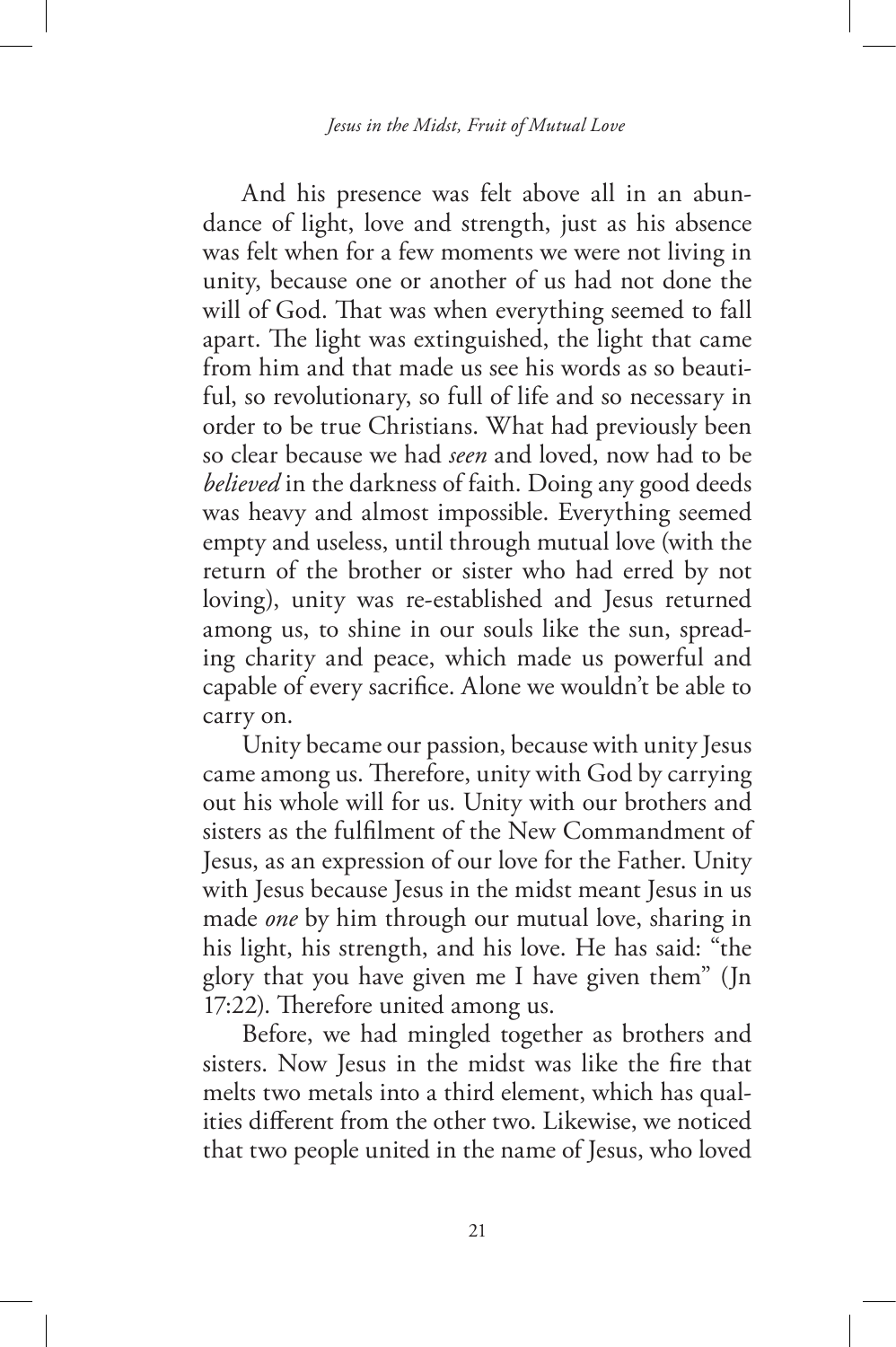And his presence was felt above all in an abundance of light, love and strength, just as his absence was felt when for a few moments we were not living in unity, because one or another of us had not done the will of God. That was when everything seemed to fall apart. The light was extinguished, the light that came from him and that made us see his words as so beautiful, so revolutionary, so full of life and so necessary in order to be true Christians. What had previously been so clear because we had *seen* and loved, now had to be *believed* in the darkness of faith. Doing any good deeds was heavy and almost impossible. Everything seemed empty and useless, until through mutual love (with the return of the brother or sister who had erred by not loving), unity was re-established and Jesus returned among us, to shine in our souls like the sun, spreading charity and peace, which made us powerful and capable of every sacrifice. Alone we wouldn't be able to carry on.

Unity became our passion, because with unity Jesus came among us. Therefore, unity with God by carrying out his whole will for us. Unity with our brothers and sisters as the fulfilment of the New Commandment of Jesus, as an expression of our love for the Father. Unity with Jesus because Jesus in the midst meant Jesus in us made *one* by him through our mutual love, sharing in his light, his strength, and his love. He has said: "the glory that you have given me I have given them" (Jn 17:22). Therefore united among us.

Before, we had mingled together as brothers and sisters. Now Jesus in the midst was like the fire that melts two metals into a third element, which has qualities different from the other two. Likewise, we noticed that two people united in the name of Jesus, who loved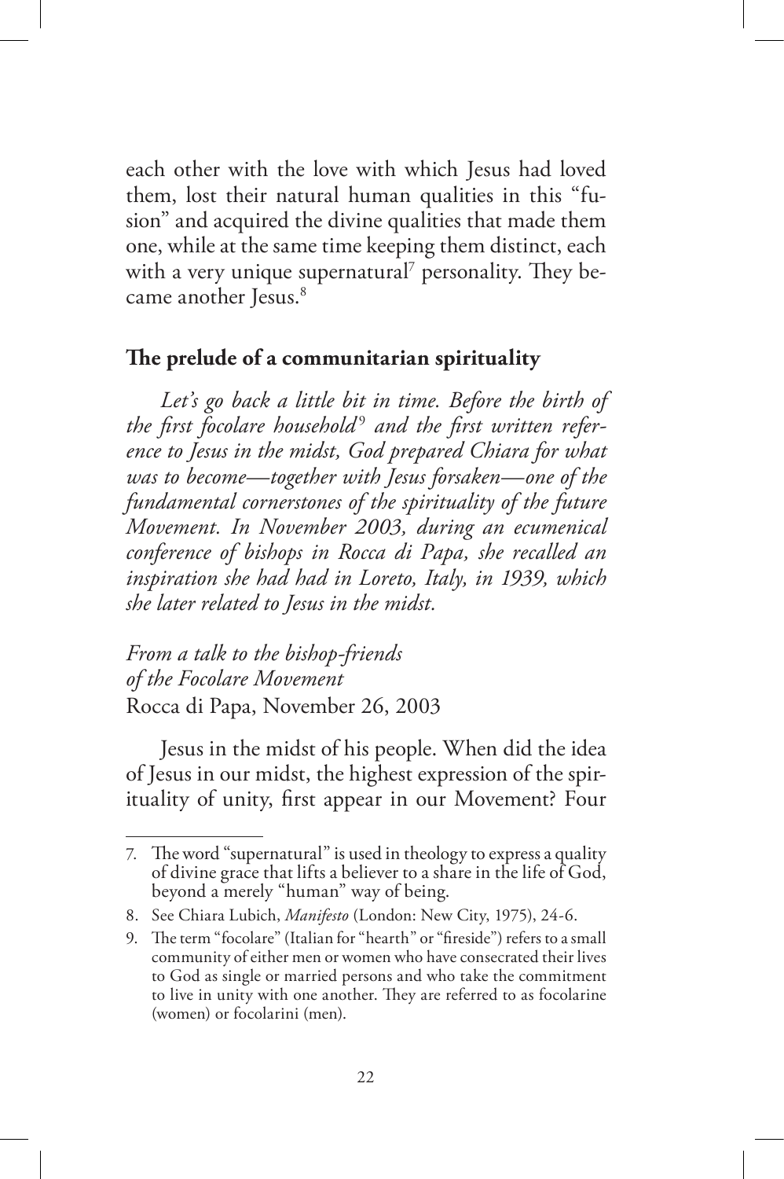each other with the love with which Jesus had loved them, lost their natural human qualities in this "fusion" and acquired the divine qualities that made them one, while at the same time keeping them distinct, each with a very unique supernatural[7] personality. They became another Jesus.[8]

## The prelude of a communitarian spirituality

*Let's go back a little bit in time. Before the birth of the first focolare household[9] and the first written reference to Jesus in the midst, God prepared Chiara for what was to become—together with Jesus forsaken—one of the fundamental cornerstones of the spirituality of the future Movement. In November 2003, during an ecumenical conference of bishops in Rocca di Papa, she recalled an inspiration she had had in Loreto, Italy, in 1939, which she later related to Jesus in the midst.*

*From a talk to the bishop-friends*
*of the Focolare Movement*
Rocca di Papa, November 26, 2003

Jesus in the midst of his people. When did the idea of Jesus in our midst, the highest expression of the spirituality of unity, first appear in our Movement? Four

---

7. The word "supernatural" is used in theology to express a quality of divine grace that lifts a believer to a share in the life of God, beyond a merely "human" way of being.

8. See Chiara Lubich, *Manifesto* (London: New City, 1975), 24-6.

9. The term "focolare" (Italian for "hearth" or "fireside") refers to a small community of either men or women who have consecrated their lives to God as single or married persons and who take the commitment to live in unity with one another. They are referred to as focolarine (women) or focolarini (men).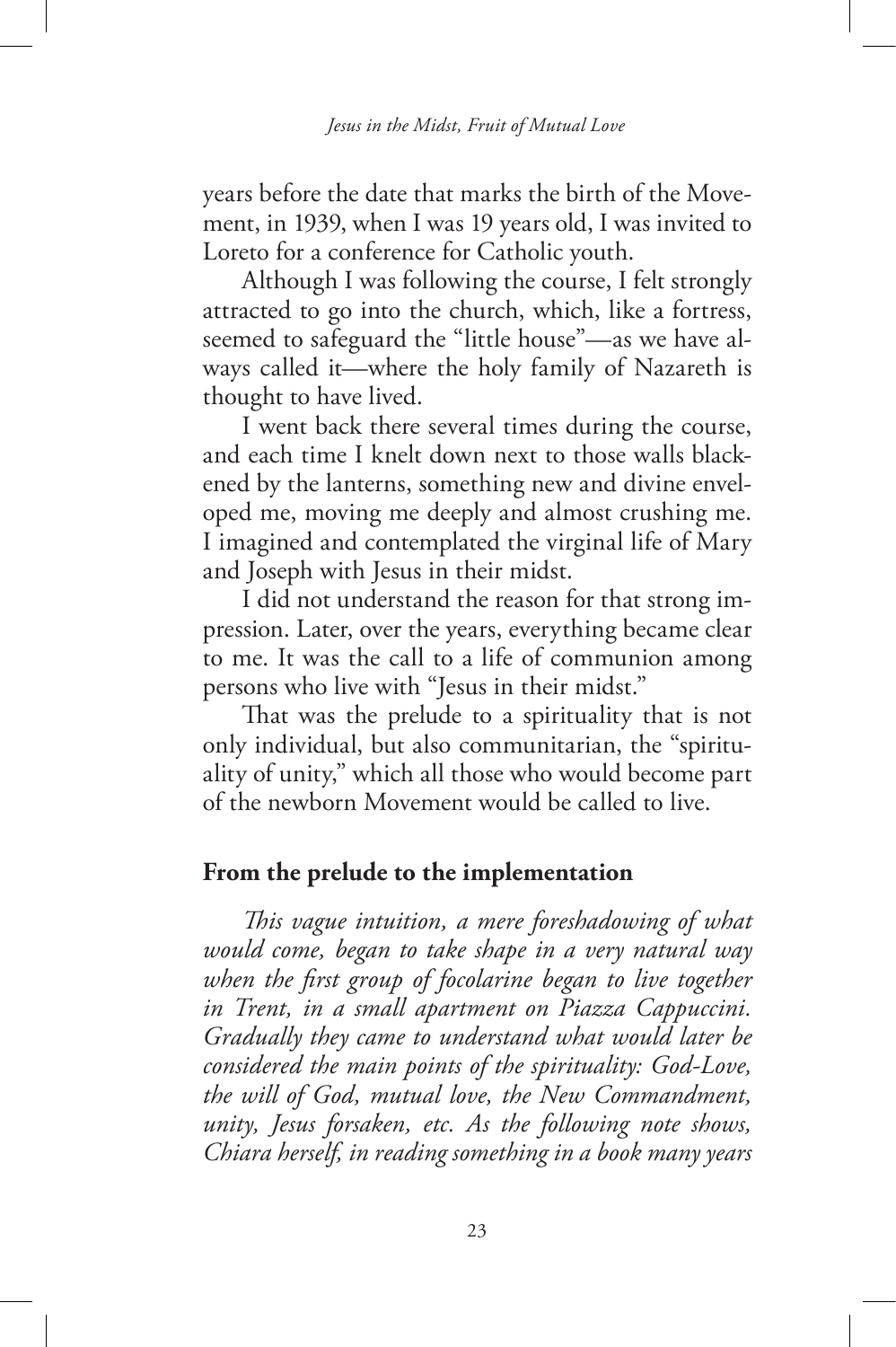years before the date that marks the birth of the Movement, in 1939, when I was 19 years old, I was invited to Loreto for a conference for Catholic youth.

Although I was following the course, I felt strongly attracted to go into the church, which, like a fortress, seemed to safeguard the "little house"—as we have always called it—where the holy family of Nazareth is thought to have lived.

I went back there several times during the course, and each time I knelt down next to those walls blackened by the lanterns, something new and divine enveloped me, moving me deeply and almost crushing me. I imagined and contemplated the virginal life of Mary and Joseph with Jesus in their midst.

I did not understand the reason for that strong impression. Later, over the years, everything became clear to me. It was the call to a life of communion among persons who live with "Jesus in their midst."

That was the prelude to a spirituality that is not only individual, but also communitarian, the "spirituality of unity," which all those who would become part of the newborn Movement would be called to live.

## From the prelude to the implementation

*This vague intuition, a mere foreshadowing of what would come, began to take shape in a very natural way when the first group of focolarine began to live together in Trent, in a small apartment on Piazza Cappuccini. Gradually they came to understand what would later be considered the main points of the spirituality: God-Love, the will of God, mutual love, the New Commandment, unity, Jesus forsaken, etc. As the following note shows, Chiara herself, in reading something in a book many years*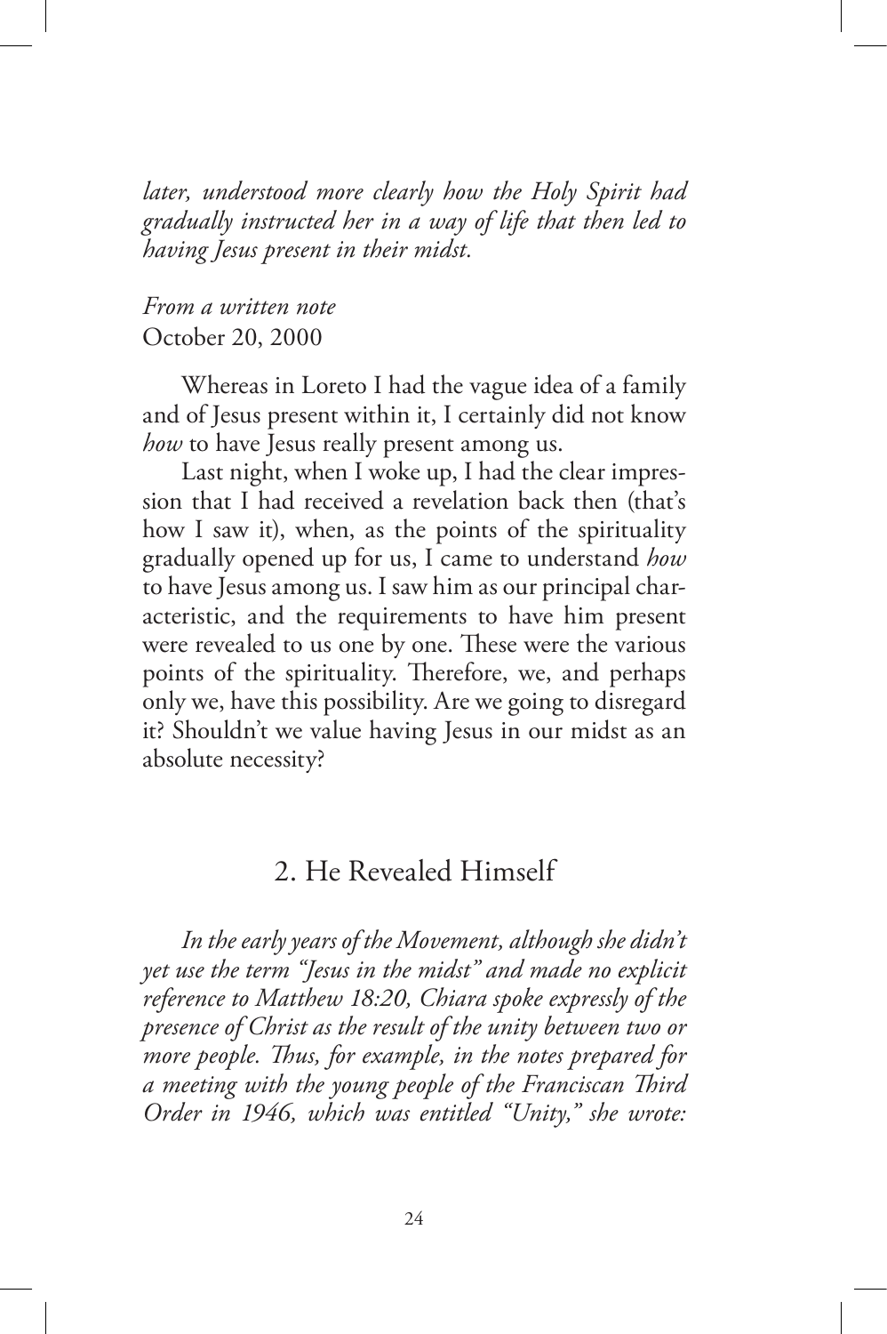*later, understood more clearly how the Holy Spirit had gradually instructed her in a way of life that then led to having Jesus present in their midst.*

*From a written note*
October 20, 2000

Whereas in Loreto I had the vague idea of a family and of Jesus present within it, I certainly did not know *how* to have Jesus really present among us.

Last night, when I woke up, I had the clear impression that I had received a revelation back then (that's how I saw it), when, as the points of the spirituality gradually opened up for us, I came to understand *how* to have Jesus among us. I saw him as our principal characteristic, and the requirements to have him present were revealed to us one by one. These were the various points of the spirituality. Therefore, we, and perhaps only we, have this possibility. Are we going to disregard it? Shouldn't we value having Jesus in our midst as an absolute necessity?

## 2. He Revealed Himself

*In the early years of the Movement, although she didn't yet use the term "Jesus in the midst" and made no explicit reference to Matthew 18:20, Chiara spoke expressly of the presence of Christ as the result of the unity between two or more people. Thus, for example, in the notes prepared for a meeting with the young people of the Franciscan Third Order in 1946, which was entitled "Unity," she wrote:*